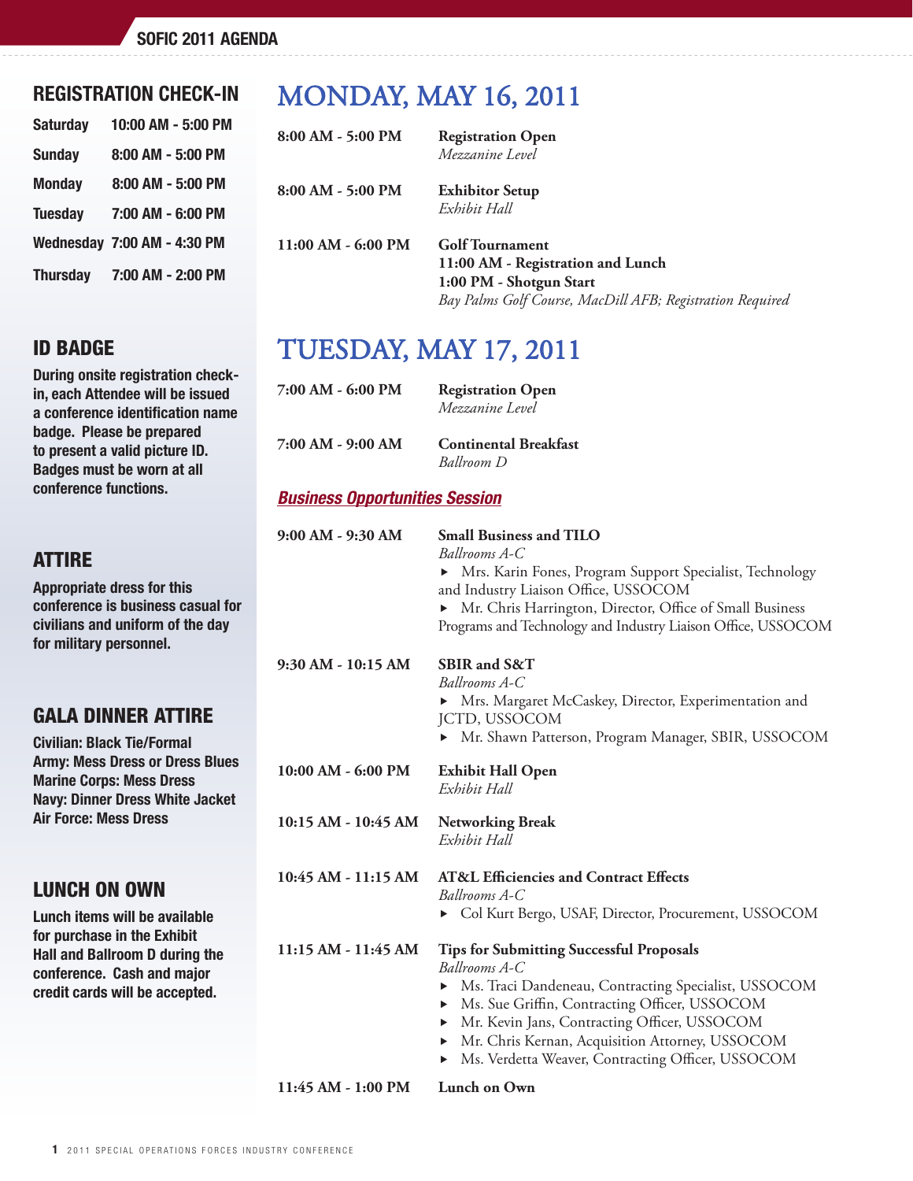## REGISTRATION CHECK-IN

| | |
|---|---|
| Saturday | 10:00 AM - 5:00 PM |
| Sunday | 8:00 AM - 5:00 PM |
| Monday | 8:00 AM - 5:00 PM |
| Tuesday | 7:00 AM - 6:00 PM |
| Wednesday | 7:00 AM - 4:30 PM |
| Thursday | 7:00 AM - 2:00 PM |

## ID BADGE

During onsite registration check-in, each Attendee will be issued a conference identification name badge. Please be prepared to present a valid picture ID. Badges must be worn at all conference functions.

## ATTIRE

Appropriate dress for this conference is business casual for civilians and uniform of the day for military personnel.

## GALA DINNER ATTIRE

Civilian: Black Tie/Formal
Army: Mess Dress or Dress Blues
Marine Corps: Mess Dress
Navy: Dinner Dress White Jacket
Air Force: Mess Dress

## LUNCH ON OWN

Lunch items will be available for purchase in the Exhibit Hall and Ballroom D during the conference. Cash and major credit cards will be accepted.

# MONDAY, MAY 16, 2011

**8:00 AM - 5:00 PM** — **Registration Open**
*Mezzanine Level*

**8:00 AM - 5:00 PM** — **Exhibitor Setup**
*Exhibit Hall*

**11:00 AM - 6:00 PM** — **Golf Tournament**
**11:00 AM - Registration and Lunch**
**1:00 PM - Shotgun Start**
*Bay Palms Golf Course, MacDill AFB; Registration Required*

# TUESDAY, MAY 17, 2011

**7:00 AM - 6:00 PM** — **Registration Open**
*Mezzanine Level*

**7:00 AM - 9:00 AM** — **Continental Breakfast**
*Ballroom D*

### *Business Opportunities Session*

**9:00 AM - 9:30 AM** — **Small Business and TILO**
*Ballrooms A-C*
- Mrs. Karin Fones, Program Support Specialist, Technology and Industry Liaison Office, USSOCOM
- Mr. Chris Harrington, Director, Office of Small Business Programs and Technology and Industry Liaison Office, USSOCOM

**9:30 AM - 10:15 AM** — **SBIR and S&T**
*Ballrooms A-C*
- Mrs. Margaret McCaskey, Director, Experimentation and JCTD, USSOCOM
- Mr. Shawn Patterson, Program Manager, SBIR, USSOCOM

**10:00 AM - 6:00 PM** — **Exhibit Hall Open**
*Exhibit Hall*

**10:15 AM - 10:45 AM** — **Networking Break**
*Exhibit Hall*

**10:45 AM - 11:15 AM** — **AT&L Efficiencies and Contract Effects**
*Ballrooms A-C*
- Col Kurt Bergo, USAF, Director, Procurement, USSOCOM

**11:15 AM - 11:45 AM** — **Tips for Submitting Successful Proposals**
*Ballrooms A-C*
- Ms. Traci Dandeneau, Contracting Specialist, USSOCOM
- Ms. Sue Griffin, Contracting Officer, USSOCOM
- Mr. Kevin Jans, Contracting Officer, USSOCOM
- Mr. Chris Kernan, Acquisition Attorney, USSOCOM
- Ms. Verdetta Weaver, Contracting Officer, USSOCOM

**11:45 AM - 1:00 PM** — **Lunch on Own**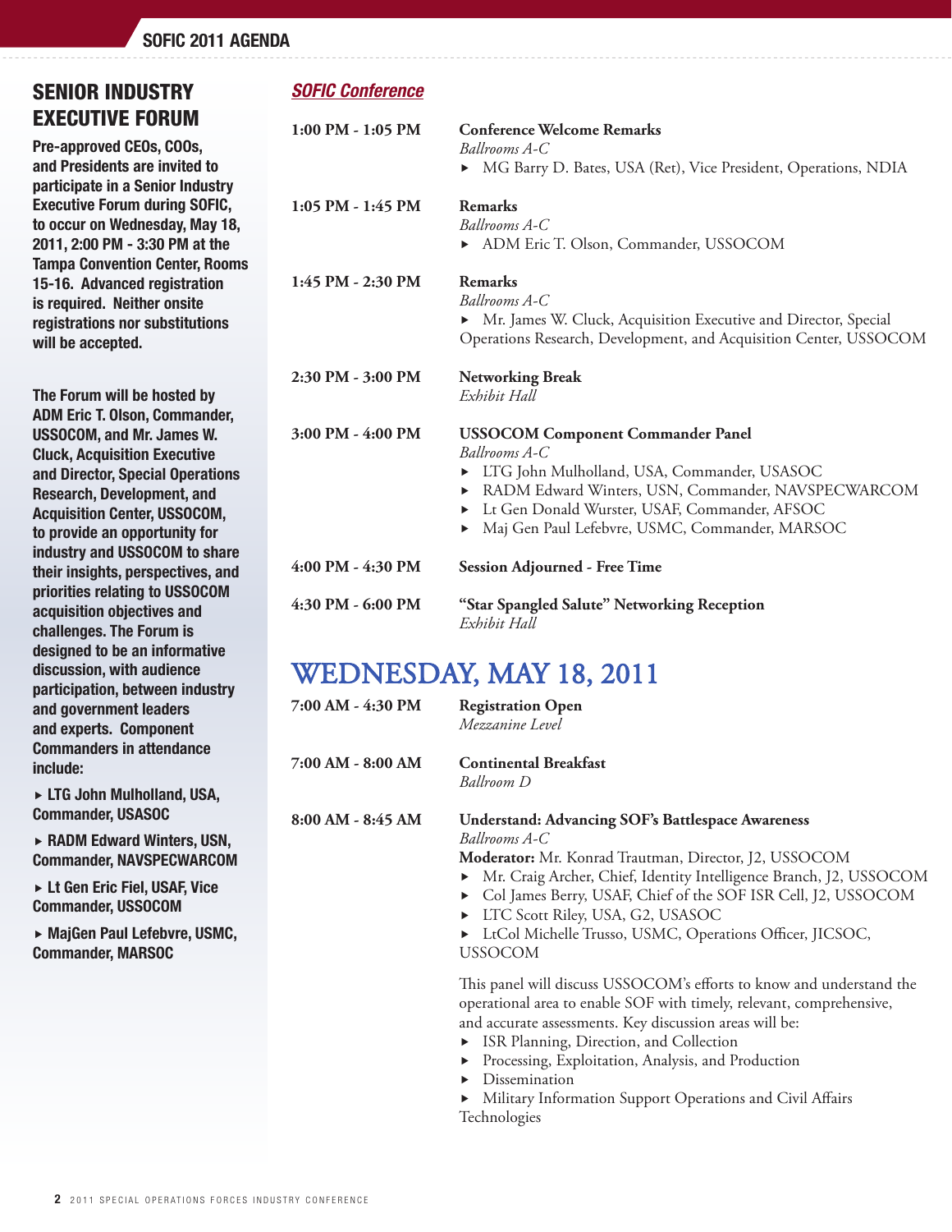## SENIOR INDUSTRY EXECUTIVE FORUM

**Pre-approved CEOs, COOs, and Presidents are invited to participate in a Senior Industry Executive Forum during SOFIC, to occur on Wednesday, May 18, 2011, 2:00 PM - 3:30 PM at the Tampa Convention Center, Rooms 15-16. Advanced registration is required. Neither onsite registrations nor substitutions will be accepted.**

**The Forum will be hosted by ADM Eric T. Olson, Commander, USSOCOM, and Mr. James W. Cluck, Acquisition Executive and Director, Special Operations Research, Development, and Acquisition Center, USSOCOM, to provide an opportunity for industry and USSOCOM to share their insights, perspectives, and priorities relating to USSOCOM acquisition objectives and challenges. The Forum is designed to be an informative discussion, with audience participation, between industry and government leaders and experts. Component Commanders in attendance include:**

- **LTG John Mulholland, USA, Commander, USASOC**
- **RADM Edward Winters, USN, Commander, NAVSPECWARCOM**
- **Lt Gen Eric Fiel, USAF, Vice Commander, USSOCOM**
- **MajGen Paul Lefebvre, USMC, Commander, MARSOC**

## *SOFIC Conference*

**1:00 PM - 1:05 PM** — **Conference Welcome Remarks**
*Ballrooms A-C*
- MG Barry D. Bates, USA (Ret), Vice President, Operations, NDIA

**1:05 PM - 1:45 PM** — **Remarks**
*Ballrooms A-C*
- ADM Eric T. Olson, Commander, USSOCOM

**1:45 PM - 2:30 PM** — **Remarks**
*Ballrooms A-C*
- Mr. James W. Cluck, Acquisition Executive and Director, Special Operations Research, Development, and Acquisition Center, USSOCOM

**2:30 PM - 3:00 PM** — **Networking Break**
*Exhibit Hall*

**3:00 PM - 4:00 PM** — **USSOCOM Component Commander Panel**
*Ballrooms A-C*
- LTG John Mulholland, USA, Commander, USASOC
- RADM Edward Winters, USN, Commander, NAVSPECWARCOM
- Lt Gen Donald Wurster, USAF, Commander, AFSOC
- Maj Gen Paul Lefebvre, USMC, Commander, MARSOC

**4:00 PM - 4:30 PM** — **Session Adjourned - Free Time**

**4:30 PM - 6:00 PM** — **"Star Spangled Salute" Networking Reception**
*Exhibit Hall*

# WEDNESDAY, MAY 18, 2011

**7:00 AM - 4:30 PM** — **Registration Open**
*Mezzanine Level*

**7:00 AM - 8:00 AM** — **Continental Breakfast**
*Ballroom D*

**8:00 AM - 8:45 AM** — **Understand: Advancing SOF's Battlespace Awareness**
*Ballrooms A-C*
**Moderator:** Mr. Konrad Trautman, Director, J2, USSOCOM
- Mr. Craig Archer, Chief, Identity Intelligence Branch, J2, USSOCOM
- Col James Berry, USAF, Chief of the SOF ISR Cell, J2, USSOCOM
- LTC Scott Riley, USA, G2, USASOC
- LtCol Michelle Trusso, USMC, Operations Officer, JICSOC, USSOCOM

This panel will discuss USSOCOM's efforts to know and understand the operational area to enable SOF with timely, relevant, comprehensive, and accurate assessments. Key discussion areas will be:
- ISR Planning, Direction, and Collection
- Processing, Exploitation, Analysis, and Production
- Dissemination
- Military Information Support Operations and Civil Affairs Technologies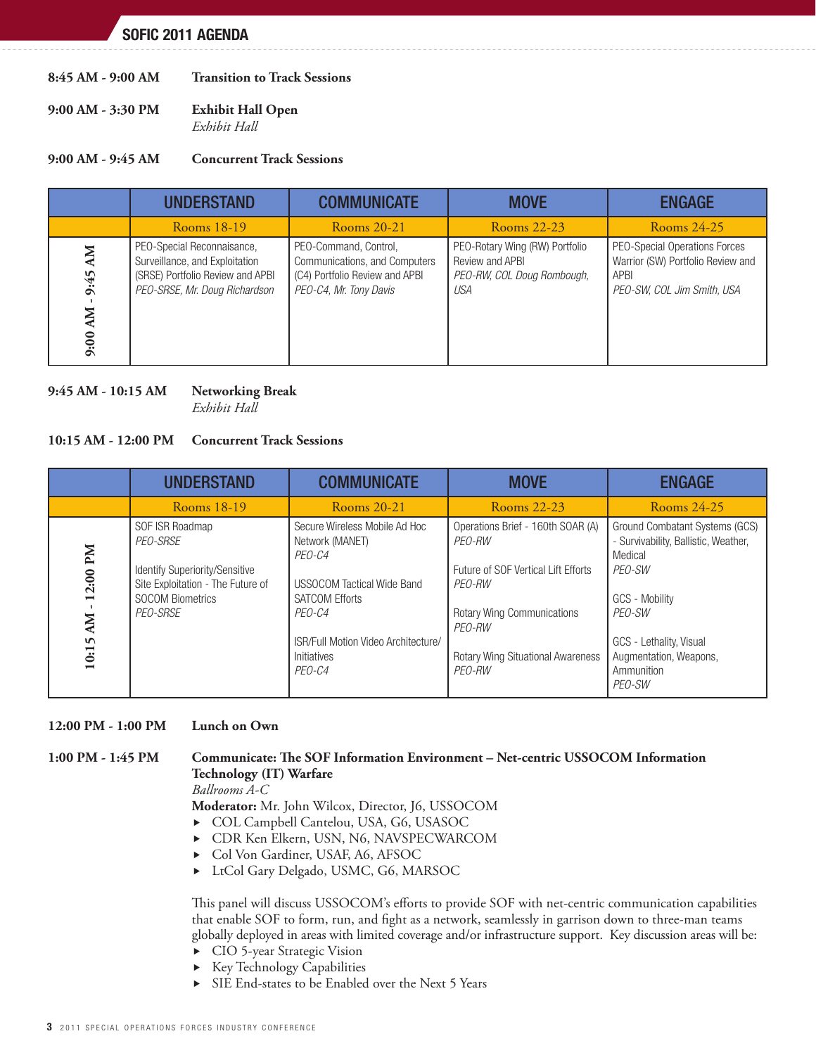**8:45 AM - 9:00 AM** **Transition to Track Sessions**

**9:00 AM - 3:30 PM** **Exhibit Hall Open**
*Exhibit Hall*

**9:00 AM - 9:45 AM** **Concurrent Track Sessions**

| | UNDERSTAND | COMMUNICATE | MOVE | ENGAGE |
|---|---|---|---|---|
| | Rooms 18-19 | Rooms 20-21 | Rooms 22-23 | Rooms 24-25 |
| 9:00 AM - 9:45 AM | PEO-Special Reconnaisance, Surveillance, and Exploitation (SRSE) Portfolio Review and APBI *PEO-SRSE, Mr. Doug Richardson* | PEO-Command, Control, Communications, and Computers (C4) Portfolio Review and APBI *PEO-C4, Mr. Tony Davis* | PEO-Rotary Wing (RW) Portfolio Review and APBI *PEO-RW, COL Doug Rombough, USA* | PEO-Special Operations Forces Warrior (SW) Portfolio Review and APBI *PEO-SW, COL Jim Smith, USA* |

**9:45 AM - 10:15 AM** **Networking Break**
*Exhibit Hall*

**10:15 AM - 12:00 PM** **Concurrent Track Sessions**

| | UNDERSTAND | COMMUNICATE | MOVE | ENGAGE |
|---|---|---|---|---|
| | Rooms 18-19 | Rooms 20-21 | Rooms 22-23 | Rooms 24-25 |
| 10:15 AM - 12:00 PM | SOF ISR Roadmap *PEO-SRSE*<br><br>Identify Superiority/Sensitive Site Exploitation - The Future of SOCOM Biometrics *PEO-SRSE* | Secure Wireless Mobile Ad Hoc Network (MANET) *PEO-C4*<br><br>USSOCOM Tactical Wide Band SATCOM Efforts *PEO-C4*<br><br>ISR/Full Motion Video Architecture/ Initiatives *PEO-C4* | Operations Brief - 160th SOAR (A) *PEO-RW*<br><br>Future of SOF Vertical Lift Efforts *PEO-RW*<br><br>Rotary Wing Communications *PEO-RW*<br><br>Rotary Wing Situational Awareness *PEO-RW* | Ground Combatant Systems (GCS) - Survivability, Ballistic, Weather, Medical *PEO-SW*<br><br>GCS - Mobility *PEO-SW*<br><br>GCS - Lethality, Visual Augmentation, Weapons, Ammunition *PEO-SW* |

**12:00 PM - 1:00 PM** **Lunch on Own**

**1:00 PM - 1:45 PM** **Communicate: The SOF Information Environment – Net-centric USSOCOM Information Technology (IT) Warfare**
*Ballrooms A-C*
**Moderator:** Mr. John Wilcox, Director, J6, USSOCOM

- COL Campbell Cantelou, USA, G6, USASOC
- CDR Ken Elkern, USN, N6, NAVSPECWARCOM
- Col Von Gardiner, USAF, A6, AFSOC
- LtCol Gary Delgado, USMC, G6, MARSOC

This panel will discuss USSOCOM's efforts to provide SOF with net-centric communication capabilities that enable SOF to form, run, and fight as a network, seamlessly in garrison down to three-man teams globally deployed in areas with limited coverage and/or infrastructure support. Key discussion areas will be:

- CIO 5-year Strategic Vision
- Key Technology Capabilities
- SIE End-states to be Enabled over the Next 5 Years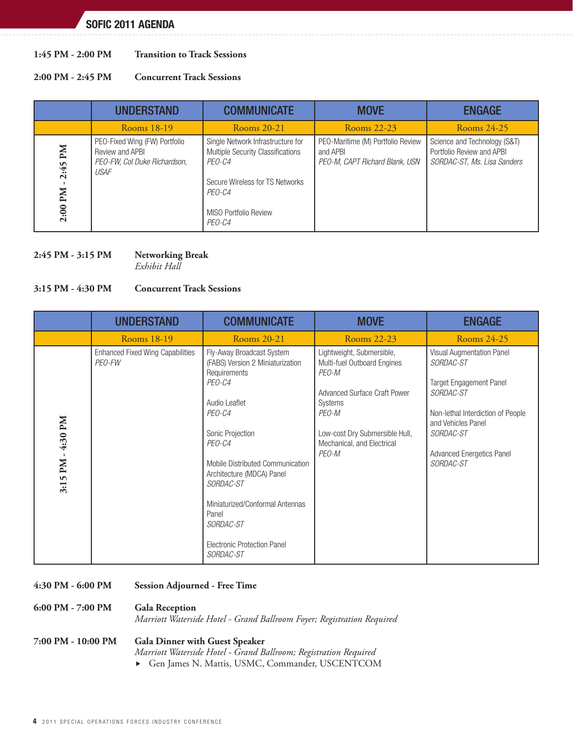**1:45 PM - 2:00 PM** **Transition to Track Sessions**

**2:00 PM - 2:45 PM** **Concurrent Track Sessions**

| | UNDERSTAND | COMMUNICATE | MOVE | ENGAGE |
|---|---|---|---|---|
| | Rooms 18-19 | Rooms 20-21 | Rooms 22-23 | Rooms 24-25 |
| **2:00 PM - 2:45 PM** | PEO-Fixed Wing (FW) Portfolio Review and APBI<br>*PEO-FW, Col Duke Richardson, USAF* | Single Network Infrastructure for Multiple Security Classifications<br>*PEO-C4*<br><br>Secure Wireless for TS Networks<br>*PEO-C4*<br><br>MISO Portfolio Review<br>*PEO-C4* | PEO-Maritime (M) Portfolio Review and APBI<br>*PEO-M, CAPT Richard Blank, USN* | Science and Technology (S&T) Portfolio Review and APBI<br>*SORDAC-ST, Ms. Lisa Sanders* |

**2:45 PM - 3:15 PM** **Networking Break**
*Exhibit Hall*

**3:15 PM - 4:30 PM** **Concurrent Track Sessions**

| | UNDERSTAND | COMMUNICATE | MOVE | ENGAGE |
|---|---|---|---|---|
| | Rooms 18-19 | Rooms 20-21 | Rooms 22-23 | Rooms 24-25 |
| **3:15 PM - 4:30 PM** | Enhanced Fixed Wing Capabilities<br>*PEO-FW* | Fly-Away Broadcast System (FABS) Version 2 Miniaturization Requirements<br>*PEO-C4*<br><br>Audio Leaflet<br>*PEO-C4*<br><br>Sonic Projection<br>*PEO-C4*<br><br>Mobile Distributed Communication Architecture (MDCA) Panel<br>*SORDAC-ST*<br><br>Miniaturized/Conformal Antennas Panel<br>*SORDAC-ST*<br><br>Electronic Protection Panel<br>*SORDAC-ST* | Lightweight, Submersible, Multi-fuel Outboard Engines<br>*PEO-M*<br><br>Advanced Surface Craft Power Systems<br>*PEO-M*<br><br>Low-cost Dry Submersible Hull, Mechanical, and Electrical<br>*PEO-M* | Visual Augmentation Panel<br>*SORDAC-ST*<br><br>Target Engagement Panel<br>*SORDAC-ST*<br><br>Non-lethal Interdiction of People and Vehicles Panel<br>*SORDAC-ST*<br><br>Advanced Energetics Panel<br>*SORDAC-ST* |

**4:30 PM - 6:00 PM** **Session Adjourned - Free Time**

**6:00 PM - 7:00 PM** **Gala Reception**
*Marriott Waterside Hotel - Grand Ballroom Foyer; Registration Required*

**7:00 PM - 10:00 PM** **Gala Dinner with Guest Speaker**
*Marriott Waterside Hotel - Grand Ballroom; Registration Required*

- Gen James N. Mattis, USMC, Commander, USCENTCOM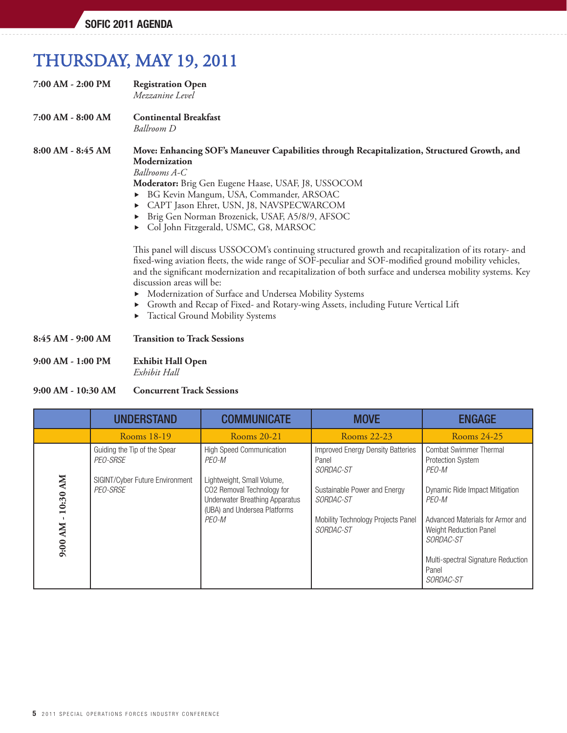# THURSDAY, MAY 19, 2011

**7:00 AM - 2:00 PM** **Registration Open**
*Mezzanine Level*

**7:00 AM - 8:00 AM** **Continental Breakfast**
*Ballroom D*

**8:00 AM - 8:45 AM** **Move: Enhancing SOF's Maneuver Capabilities through Recapitalization, Structured Growth, and Modernization**
*Ballrooms A-C*
**Moderator:** Brig Gen Eugene Haase, USAF, J8, USSOCOM
- BG Kevin Mangum, USA, Commander, ARSOAC
- CAPT Jason Ehret, USN, J8, NAVSPECWARCOM
- Brig Gen Norman Brozenick, USAF, A5/8/9, AFSOC
- Col John Fitzgerald, USMC, G8, MARSOC

This panel will discuss USSOCOM's continuing structured growth and recapitalization of its rotary- and fixed-wing aviation fleets, the wide range of SOF-peculiar and SOF-modified ground mobility vehicles, and the significant modernization and recapitalization of both surface and undersea mobility systems. Key discussion areas will be:
- Modernization of Surface and Undersea Mobility Systems
- Growth and Recap of Fixed- and Rotary-wing Assets, including Future Vertical Lift
- Tactical Ground Mobility Systems

**8:45 AM - 9:00 AM** **Transition to Track Sessions**

**9:00 AM - 1:00 PM** **Exhibit Hall Open**
*Exhibit Hall*

**9:00 AM - 10:30 AM** **Concurrent Track Sessions**

| | UNDERSTAND | COMMUNICATE | MOVE | ENGAGE |
|---|---|---|---|---|
| | Rooms 18-19 | Rooms 20-21 | Rooms 22-23 | Rooms 24-25 |
| 9:00 AM - 10:30 AM | Guiding the Tip of the Spear *PEO-SRSE*<br><br>SIGINT/Cyber Future Environment *PEO-SRSE* | High Speed Communication *PEO-M*<br><br>Lightweight, Small Volume, CO2 Removal Technology for Underwater Breathing Apparatus (UBA) and Undersea Platforms *PEO-M* | Improved Energy Density Batteries Panel *SORDAC-ST*<br><br>Sustainable Power and Energy *SORDAC-ST*<br><br>Mobility Technology Projects Panel *SORDAC-ST* | Combat Swimmer Thermal Protection System *PEO-M*<br><br>Dynamic Ride Impact Mitigation *PEO-M*<br><br>Advanced Materials for Armor and Weight Reduction Panel *SORDAC-ST*<br><br>Multi-spectral Signature Reduction Panel *SORDAC-ST* |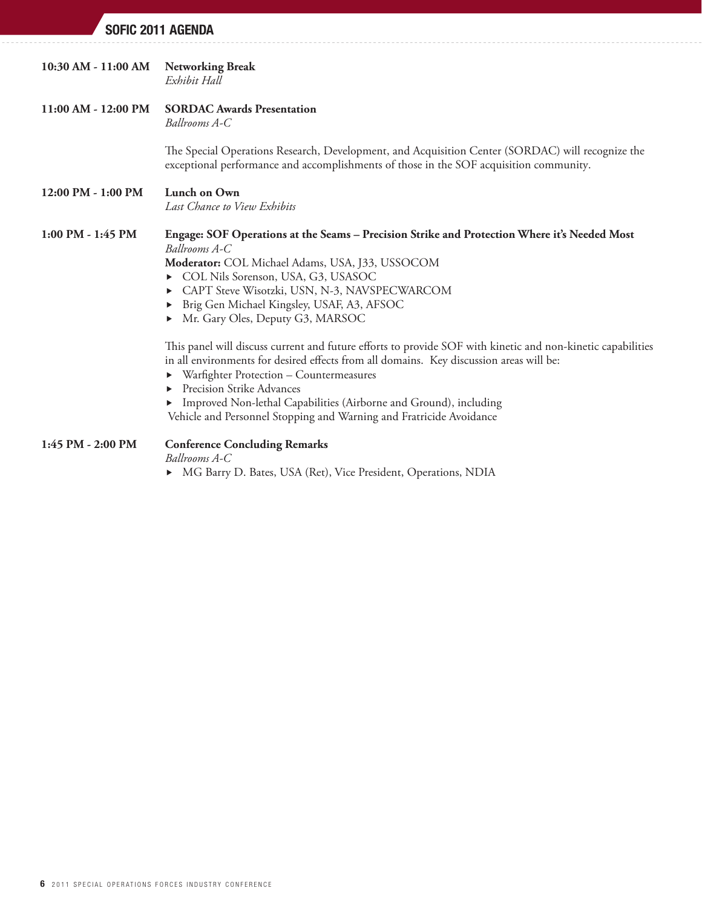**10:30 AM - 11:00 AM** **Networking Break**
*Exhibit Hall*

**11:00 AM - 12:00 PM** **SORDAC Awards Presentation**
*Ballrooms A-C*

The Special Operations Research, Development, and Acquisition Center (SORDAC) will recognize the exceptional performance and accomplishments of those in the SOF acquisition community.

**12:00 PM - 1:00 PM** **Lunch on Own**
*Last Chance to View Exhibits*

**1:00 PM - 1:45 PM** **Engage: SOF Operations at the Seams – Precision Strike and Protection Where it's Needed Most**
*Ballrooms A-C*
**Moderator:** COL Michael Adams, USA, J33, USSOCOM

- COL Nils Sorenson, USA, G3, USASOC
- CAPT Steve Wisotzki, USN, N-3, NAVSPECWARCOM
- Brig Gen Michael Kingsley, USAF, A3, AFSOC
- Mr. Gary Oles, Deputy G3, MARSOC

This panel will discuss current and future efforts to provide SOF with kinetic and non-kinetic capabilities in all environments for desired effects from all domains. Key discussion areas will be:

- Warfighter Protection – Countermeasures
- Precision Strike Advances
- Improved Non-lethal Capabilities (Airborne and Ground), including Vehicle and Personnel Stopping and Warning and Fratricide Avoidance

**1:45 PM - 2:00 PM** **Conference Concluding Remarks**
*Ballrooms A-C*

- MG Barry D. Bates, USA (Ret), Vice President, Operations, NDIA